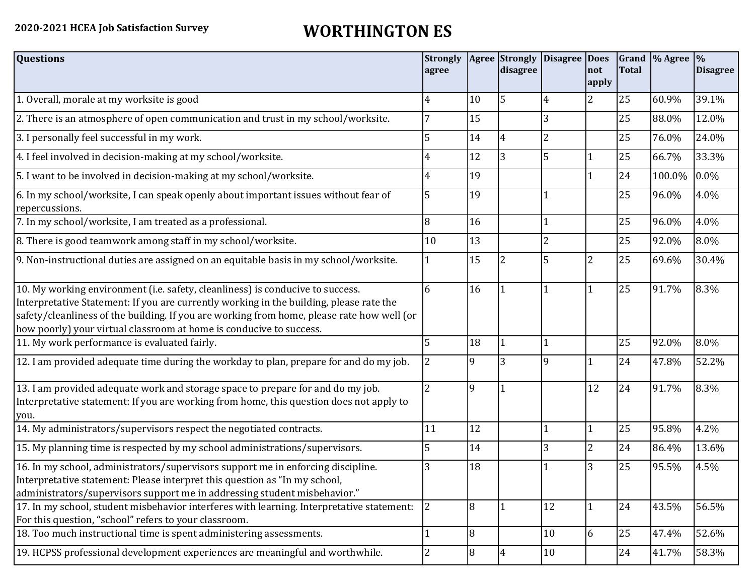**2020-2021 HCEA Job Satisfaction Survey**

# WORTHINGTON ES

| Questions | Strongly agree | Agree | Strongly disagree | Disagree | Does not apply | Grand Total | % Agree | % Disagree |
|---|---|---|---|---|---|---|---|---|
| 1. Overall, morale at my worksite is good | 4 | 10 | 5 | 4 | 2 | 25 | 60.9% | 39.1% |
| 2. There is an atmosphere of open communication and trust in my school/worksite. | 7 | 15 | | 3 | | 25 | 88.0% | 12.0% |
| 3. I personally feel successful in my work. | 5 | 14 | 4 | 2 | | 25 | 76.0% | 24.0% |
| 4. I feel involved in decision-making at my school/worksite. | 4 | 12 | 3 | 5 | 1 | 25 | 66.7% | 33.3% |
| 5. I want to be involved in decision-making at my school/worksite. | 4 | 19 | | | 1 | 24 | 100.0% | 0.0% |
| 6. In my school/worksite, I can speak openly about important issues without fear of repercussions. | 5 | 19 | | 1 | | 25 | 96.0% | 4.0% |
| 7. In my school/worksite, I am treated as a professional. | 8 | 16 | | 1 | | 25 | 96.0% | 4.0% |
| 8. There is good teamwork among staff in my school/worksite. | 10 | 13 | | 2 | | 25 | 92.0% | 8.0% |
| 9. Non-instructional duties are assigned on an equitable basis in my school/worksite. | 1 | 15 | 2 | 5 | 2 | 25 | 69.6% | 30.4% |
| 10. My working environment (i.e. safety, cleanliness) is conducive to success. Interpretative Statement: If you are currently working in the building, please rate the safety/cleanliness of the building. If you are working from home, please rate how well (or how poorly) your virtual classroom at home is conducive to success. | 6 | 16 | 1 | 1 | 1 | 25 | 91.7% | 8.3% |
| 11. My work performance is evaluated fairly. | 5 | 18 | 1 | 1 | | 25 | 92.0% | 8.0% |
| 12. I am provided adequate time during the workday to plan, prepare for and do my job. | 2 | 9 | 3 | 9 | 1 | 24 | 47.8% | 52.2% |
| 13. I am provided adequate work and storage space to prepare for and do my job. Interpretative statement: If you are working from home, this question does not apply to you. | 2 | 9 | 1 | | 12 | 24 | 91.7% | 8.3% |
| 14. My administrators/supervisors respect the negotiated contracts. | 11 | 12 | | 1 | 1 | 25 | 95.8% | 4.2% |
| 15. My planning time is respected by my school administrations/supervisors. | 5 | 14 | | 3 | 2 | 24 | 86.4% | 13.6% |
| 16. In my school, administrators/supervisors support me in enforcing discipline. Interpretative statement: Please interpret this question as "In my school, administrators/supervisors support me in addressing student misbehavior." | 3 | 18 | | 1 | 3 | 25 | 95.5% | 4.5% |
| 17. In my school, student misbehavior interferes with learning. Interpretative statement: For this question, "school" refers to your classroom. | 2 | 8 | 1 | 12 | 1 | 24 | 43.5% | 56.5% |
| 18. Too much instructional time is spent administering assessments. | 1 | 8 | | 10 | 6 | 25 | 47.4% | 52.6% |
| 19. HCPSS professional development experiences are meaningful and worthwhile. | 2 | 8 | 4 | 10 | | 24 | 41.7% | 58.3% |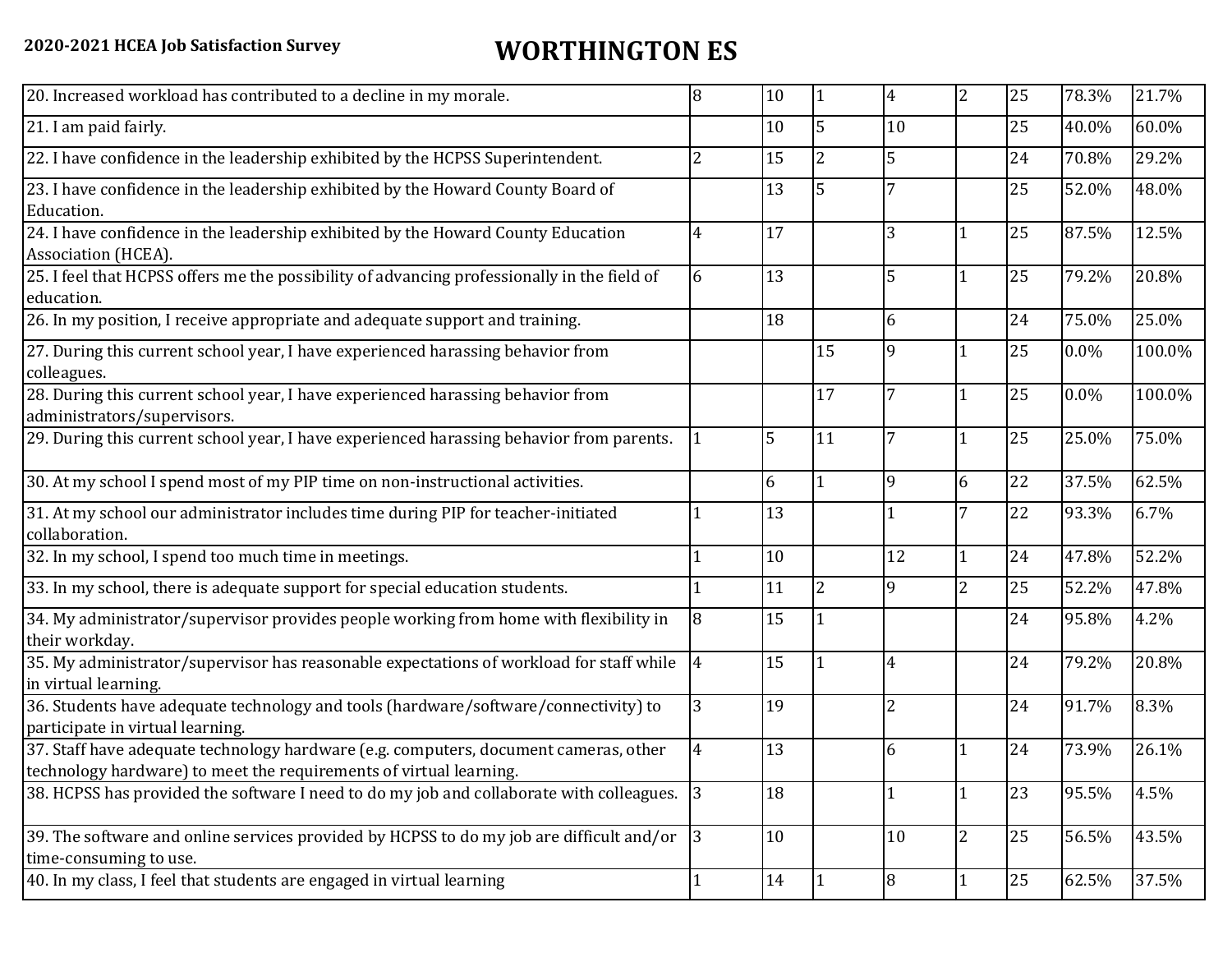**2020-2021 HCEA Job Satisfaction Survey**

# WORTHINGTON ES

| | | | | | | | | |
|---|---|---|---|---|---|---|---|---|
| 20. Increased workload has contributed to a decline in my morale. | 8 | 10 | 1 | 4 | 2 | 25 | 78.3% | 21.7% |
| 21. I am paid fairly. | | 10 | 5 | 10 | | 25 | 40.0% | 60.0% |
| 22. I have confidence in the leadership exhibited by the HCPSS Superintendent. | 2 | 15 | 2 | 5 | | 24 | 70.8% | 29.2% |
| 23. I have confidence in the leadership exhibited by the Howard County Board of Education. | | 13 | 5 | 7 | | 25 | 52.0% | 48.0% |
| 24. I have confidence in the leadership exhibited by the Howard County Education Association (HCEA). | 4 | 17 | | 3 | 1 | 25 | 87.5% | 12.5% |
| 25. I feel that HCPSS offers me the possibility of advancing professionally in the field of education. | 6 | 13 | | 5 | 1 | 25 | 79.2% | 20.8% |
| 26. In my position, I receive appropriate and adequate support and training. | | 18 | | 6 | | 24 | 75.0% | 25.0% |
| 27. During this current school year, I have experienced harassing behavior from colleagues. | | | 15 | 9 | 1 | 25 | 0.0% | 100.0% |
| 28. During this current school year, I have experienced harassing behavior from administrators/supervisors. | | | 17 | 7 | 1 | 25 | 0.0% | 100.0% |
| 29. During this current school year, I have experienced harassing behavior from parents. | 1 | 5 | 11 | 7 | 1 | 25 | 25.0% | 75.0% |
| 30. At my school I spend most of my PIP time on non-instructional activities. | | 6 | 1 | 9 | 6 | 22 | 37.5% | 62.5% |
| 31. At my school our administrator includes time during PIP for teacher-initiated collaboration. | 1 | 13 | | 1 | 7 | 22 | 93.3% | 6.7% |
| 32. In my school, I spend too much time in meetings. | 1 | 10 | | 12 | 1 | 24 | 47.8% | 52.2% |
| 33. In my school, there is adequate support for special education students. | 1 | 11 | 2 | 9 | 2 | 25 | 52.2% | 47.8% |
| 34. My administrator/supervisor provides people working from home with flexibility in their workday. | 8 | 15 | 1 | | | 24 | 95.8% | 4.2% |
| 35. My administrator/supervisor has reasonable expectations of workload for staff while in virtual learning. | 4 | 15 | 1 | 4 | | 24 | 79.2% | 20.8% |
| 36. Students have adequate technology and tools (hardware/software/connectivity) to participate in virtual learning. | 3 | 19 | | 2 | | 24 | 91.7% | 8.3% |
| 37. Staff have adequate technology hardware (e.g. computers, document cameras, other technology hardware) to meet the requirements of virtual learning. | 4 | 13 | | 6 | 1 | 24 | 73.9% | 26.1% |
| 38. HCPSS has provided the software I need to do my job and collaborate with colleagues. | 3 | 18 | | 1 | 1 | 23 | 95.5% | 4.5% |
| 39. The software and online services provided by HCPSS to do my job are difficult and/or time-consuming to use. | 3 | 10 | | 10 | 2 | 25 | 56.5% | 43.5% |
| 40. In my class, I feel that students are engaged in virtual learning | 1 | 14 | 1 | 8 | 1 | 25 | 62.5% | 37.5% |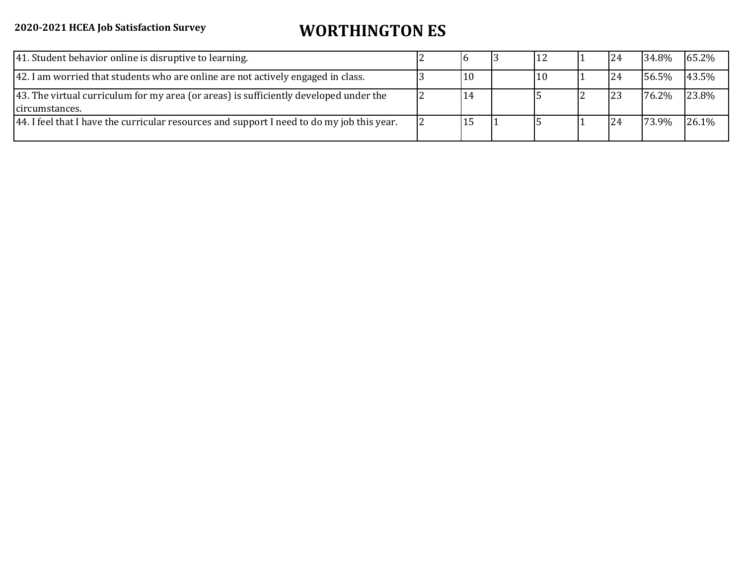| | | | | | | | | |
|---|---|---|---|---|---|---|---|---|
| 41. Student behavior online is disruptive to learning. | 2 | 6 | 3 | 12 | 1 | 24 | 34.8% | 65.2% |
| 42. I am worried that students who are online are not actively engaged in class. | 3 | 10 | | 10 | 1 | 24 | 56.5% | 43.5% |
| 43. The virtual curriculum for my area (or areas) is sufficiently developed under the circumstances. | 2 | 14 | | 5 | 2 | 23 | 76.2% | 23.8% |
| 44. I feel that I have the curricular resources and support I need to do my job this year. | 2 | 15 | 1 | 5 | 1 | 24 | 73.9% | 26.1% |